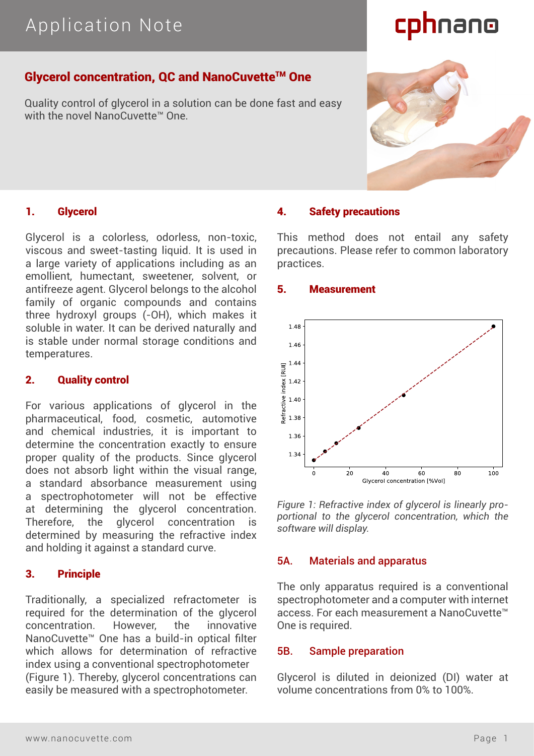# Application Note

## Glycerol concentration, QC and NanoCuvette™ One

Quality control of glycerol in a solution can be done fast and easy with the novel NanoCuvette™ One.

### 1. Glycerol

Glycerol is a colorless, odorless, non-toxic, viscous and sweet-tasting liquid. It is used in a large variety of applications including as an emollient, humectant, sweetener, solvent, or antifreeze agent. Glycerol belongs to the alcohol family of organic compounds and contains three hydroxyl groups (-OH), which makes it soluble in water. It can be derived naturally and is stable under normal storage conditions and temperatures.

### 2. Quality control

For various applications of glycerol in the pharmaceutical, food, cosmetic, automotive and chemical industries, it is important to determine the concentration exactly to ensure proper quality of the products. Since glycerol does not absorb light within the visual range, a standard absorbance measurement using a spectrophotometer will not be effective at determining the glycerol concentration. Therefore, the glycerol concentration is determined by measuring the refractive index and holding it against a standard curve.

### 3. Principle

Traditionally, a specialized refractometer is required for the determination of the glycerol concentration. However, the innovative NanoCuvette™ One has a build-in optical filter which allows for determination of refractive index using a conventional spectrophotometer (Figure 1). Thereby, glycerol concentrations can easily be measured with a spectrophotometer.

### 4. Safety precautions

This method does not entail any safety precautions. Please refer to common laboratory practices.

### 5. Measurement

*Figure 1: Refractive index of glycerol is linearly proportional to the glycerol concentration, which the software will display.*

#### 5A. Materials and apparatus

The only apparatus required is a conventional spectrophotometer and a computer with internet access. For each measurement a NanoCuvette™ One is required.

#### 5B. Sample preparation

Glycerol is diluted in deionized (DI) water at volume concentrations from 0% to 100%.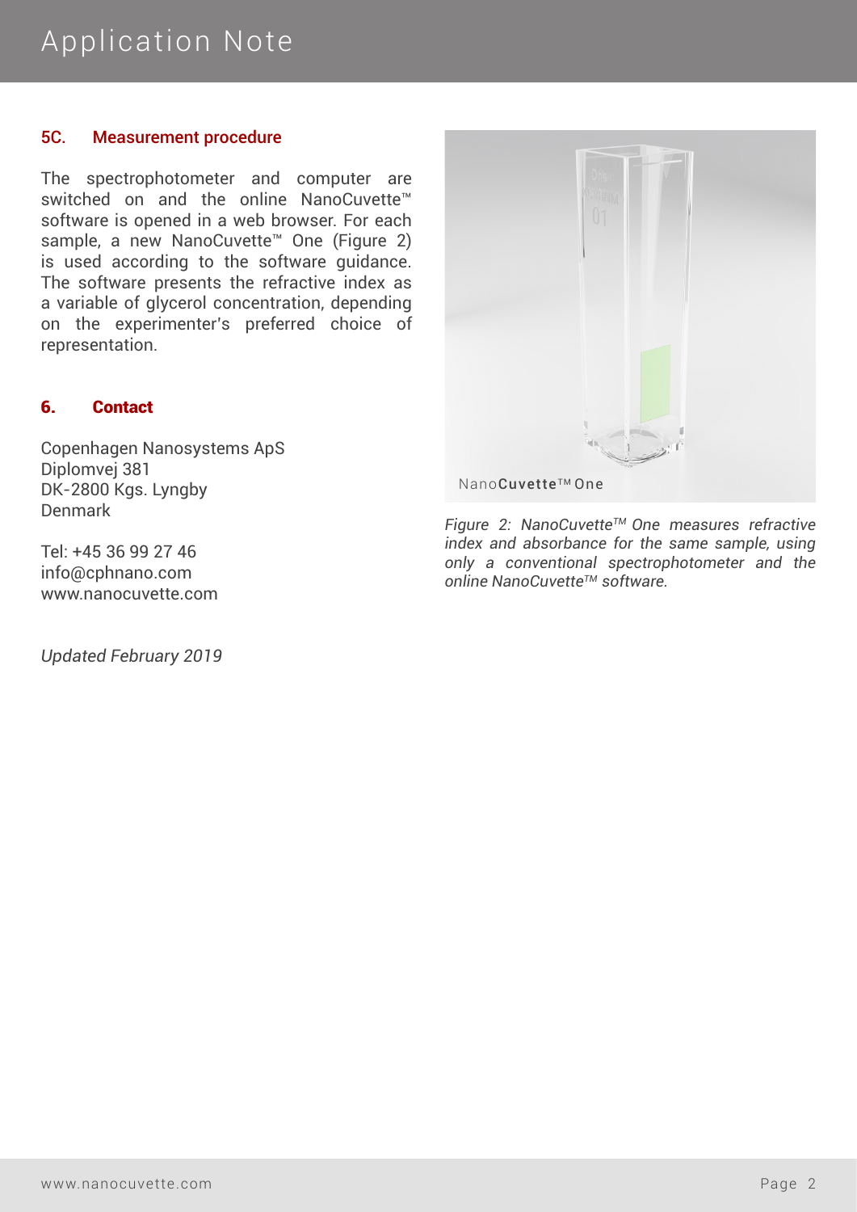### 5C. Measurement procedure

The spectrophotometer and computer are switched on and the online NanoCuvette™ software is opened in a web browser. For each sample, a new NanoCuvette™ One (Figure 2) is used according to the software guidance. The software presents the refractive index as a variable of glycerol concentration, depending on the experimenter's preferred choice of representation.

## 6. Contact

Copenhagen Nanosystems ApS
Diplomvej 381
DK-2800 Kgs. Lyngby
Denmark

Tel: +45 36 99 27 46
info@cphnano.com
www.nanocuvette.com

*Updated February 2019*

NanoCuvette™ One

*Figure 2: NanoCuvette™ One measures refractive index and absorbance for the same sample, using only a conventional spectrophotometer and the online NanoCuvette™ software.*